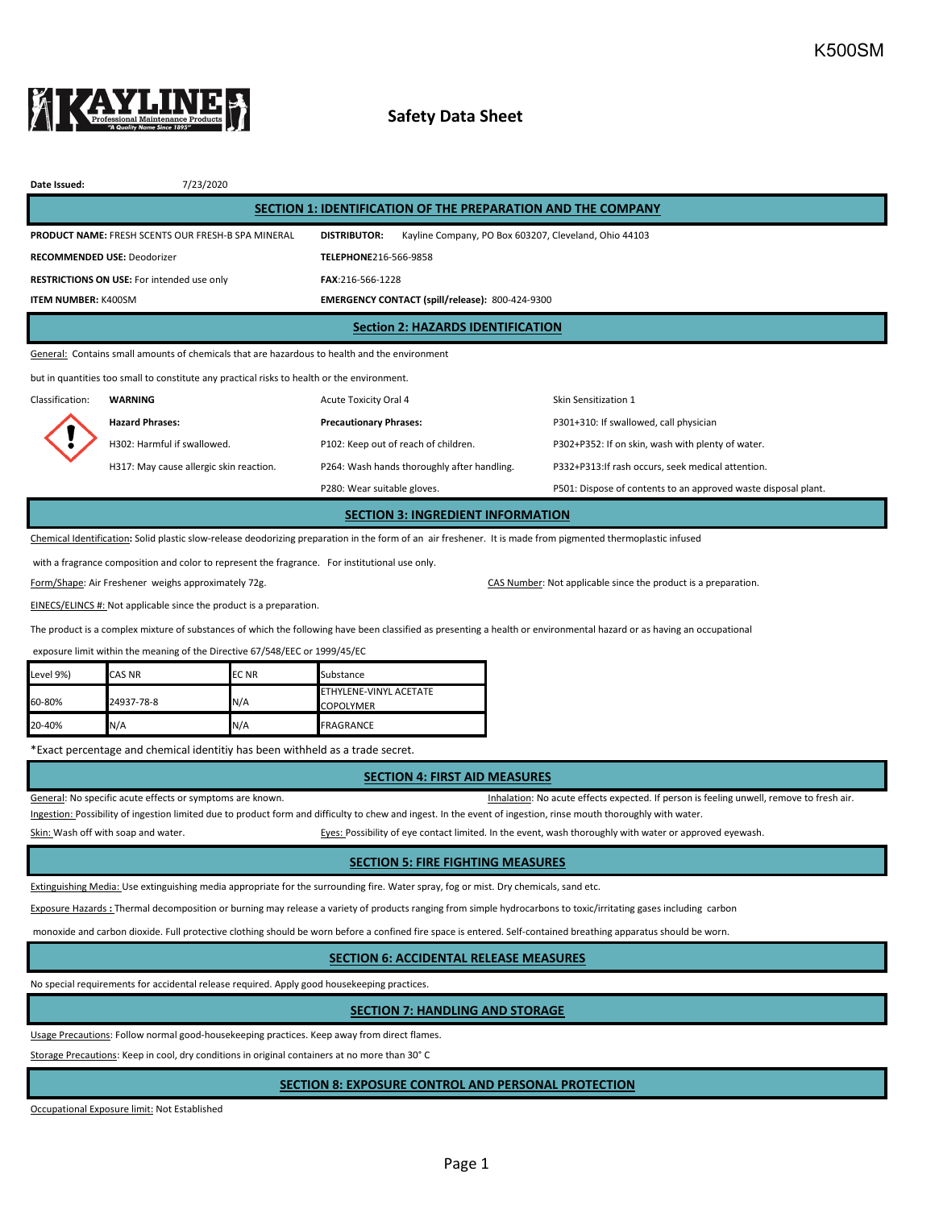K500SM

# Safety Data Sheet

**Date Issued:** 7/23/2020

## SECTION 1: IDENTIFICATION OF THE PREPARATION AND THE COMPANY

**PRODUCT NAME:** FRESH SCENTS OUR FRESH-B SPA MINERAL

**RECOMMENDED USE:** Deodorizer

**RESTRICTIONS ON USE:** For intended use only

**ITEM NUMBER:** K400SM

**DISTRIBUTOR:** Kayline Company, PO Box 603207, Cleveland, Ohio 44103

**TELEPHONE**216-566-9858

**FAX**:216-566-1228

**EMERGENCY CONTACT (spill/release):** 800-424-9300

## Section 2: HAZARDS IDENTIFICATION

General: Contains small amounts of chemicals that are hazardous to health and the environment but in quantities too small to constitute any practical risks to health or the environment.

Classification: **WARNING**

Acute Toxicity Oral 4

Skin Sensitization 1

**Hazard Phrases:**

H302: Harmful if swallowed.

H317: May cause allergic skin reaction.

**Precautionary Phrases:**

P102: Keep out of reach of children.

P264: Wash hands thoroughly after handling.

P280: Wear suitable gloves.

P301+310: If swallowed, call physician

P302+P352: If on skin, wash with plenty of water.

P332+P313:If rash occurs, seek medical attention.

P501: Dispose of contents to an approved waste disposal plant.

## SECTION 3: INGREDIENT INFORMATION

Chemical Identification**:** Solid plastic slow-release deodorizing preparation in the form of an air freshener. It is made from pigmented thermoplastic infused with a fragrance composition and color to represent the fragrance. For institutional use only.

Form/Shape: Air Freshener weighs approximately 72g.

CAS Number: Not applicable since the product is a preparation.

EINECS/ELINCS #: Not applicable since the product is a preparation.

The product is a complex mixture of substances of which the following have been classified as presenting a health or environmental hazard or as having an occupational exposure limit within the meaning of the Directive 67/548/EEC or 1999/45/EC

| Level 9%) | CAS NR | EC NR | Substance |
|---|---|---|---|
| 60-80% | 24937-78-8 | N/A | ETHYLENE-VINYL ACETATE COPOLYMER |
| 20-40% | N/A | N/A | FRAGRANCE |

*Exact percentage and chemical identitiy has been withheld as a trade secret.

## SECTION 4: FIRST AID MEASURES

General: No specific acute effects or symptoms are known.

Inhalation: No acute effects expected. If person is feeling unwell, remove to fresh air.

Ingestion: Possibility of ingestion limited due to product form and difficulty to chew and ingest. In the event of ingestion, rinse mouth thoroughly with water.

Skin: Wash off with soap and water.

Eyes: Possibility of eye contact limited. In the event, wash thoroughly with water or approved eyewash.

## SECTION 5: FIRE FIGHTING MEASURES

Extinguishing Media: Use extinguishing media appropriate for the surrounding fire. Water spray, fog or mist. Dry chemicals, sand etc.

Exposure Hazards **:** Thermal decomposition or burning may release a variety of products ranging from simple hydrocarbons to toxic/irritating gases including carbon monoxide and carbon dioxide. Full protective clothing should be worn before a confined fire space is entered. Self-contained breathing apparatus should be worn.

## SECTION 6: ACCIDENTAL RELEASE MEASURES

No special requirements for accidental release required. Apply good housekeeping practices.

## SECTION 7: HANDLING AND STORAGE

Usage Precautions: Follow normal good-housekeeping practices. Keep away from direct flames.

Storage Precautions: Keep in cool, dry conditions in original containers at no more than 30° C

## SECTION 8: EXPOSURE CONTROL AND PERSONAL PROTECTION

Occupational Exposure limit: Not Established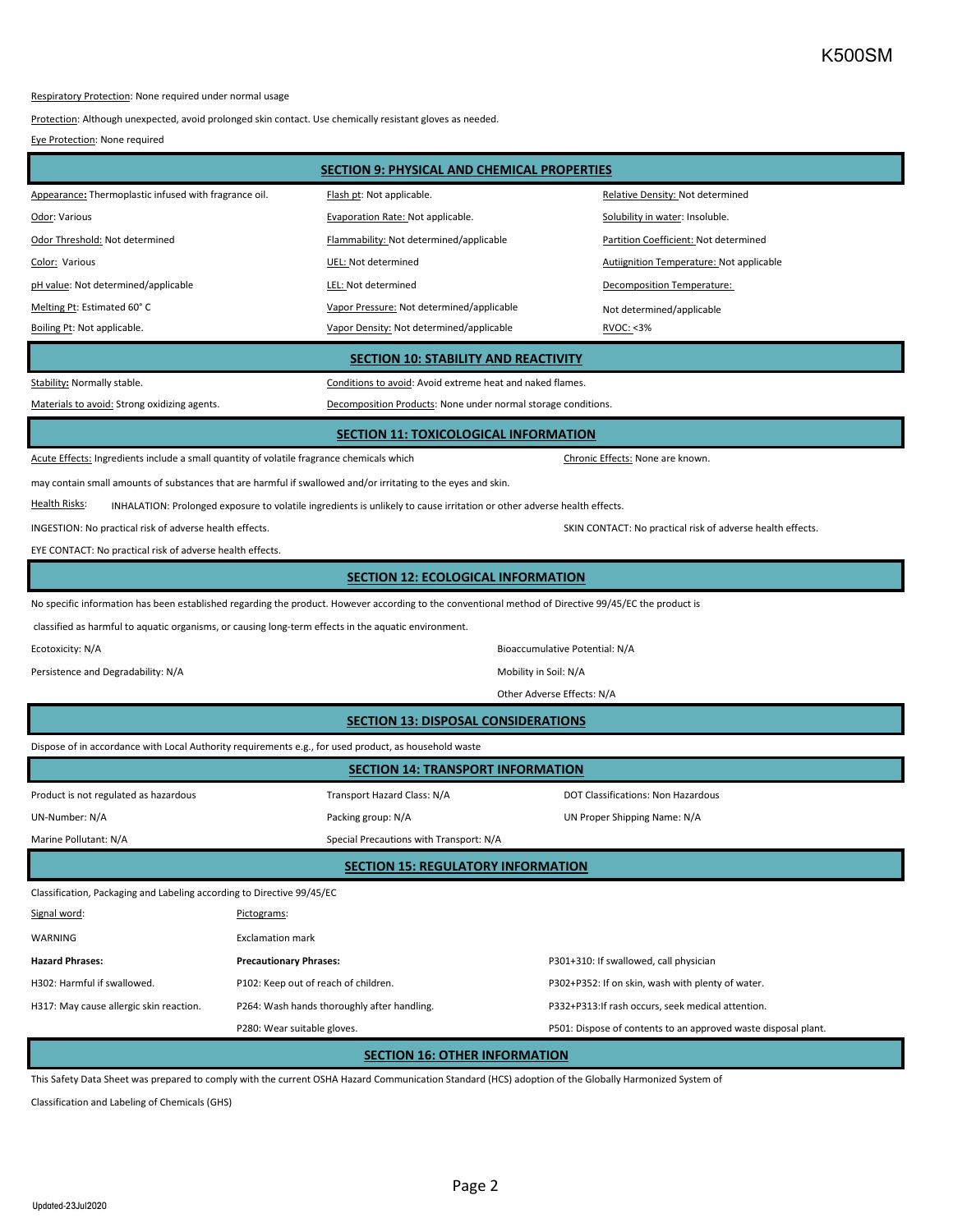Respiratory Protection: None required under normal usage

Protection: Although unexpected, avoid prolonged skin contact. Use chemically resistant gloves as needed.

Eye Protection: None required

## SECTION 9: PHYSICAL AND CHEMICAL PROPERTIES

| | | |
|---|---|---|
| Appearance: Thermoplastic infused with fragrance oil. | Flash pt: Not applicable. | Relative Density: Not determined |
| Odor: Various | Evaporation Rate: Not applicable. | Solubility in water: Insoluble. |
| Odor Threshold: Not determined | Flammability: Not determined/applicable | Partition Coefficient: Not determined |
| Color: Various | UEL: Not determined | Autiignition Temperature: Not applicable |
| pH value: Not determined/applicable | LEL: Not determined | Decomposition Temperature: Not determined/applicable |
| Melting Pt: Estimated 60° C | Vapor Pressure: Not determined/applicable | |
| Boiling Pt: Not applicable. | Vapor Density: Not determined/applicable | RVOC: <3% |

## SECTION 10: STABILITY AND REACTIVITY

| | |
|---|---|
| Stability: Normally stable. | Conditions to avoid: Avoid extreme heat and naked flames. |
| Materials to avoid: Strong oxidizing agents. | Decomposition Products: None under normal storage conditions. |

## SECTION 11: TOXICOLOGICAL INFORMATION

Acute Effects: Ingredients include a small quantity of volatile fragrance chemicals which may contain small amounts of substances that are harmful if swallowed and/or irritating to the eyes and skin.

Chronic Effects: None are known.

Health Risks: INHALATION: Prolonged exposure to volatile ingredients is unlikely to cause irritation or other adverse health effects.

INGESTION: No practical risk of adverse health effects.

SKIN CONTACT: No practical risk of adverse health effects.

EYE CONTACT: No practical risk of adverse health effects.

## SECTION 12: ECOLOGICAL INFORMATION

No specific information has been established regarding the product. However according to the conventional method of Directive 99/45/EC the product is classified as harmful to aquatic organisms, or causing long-term effects in the aquatic environment.

| | |
|---|---|
| Ecotoxicity: N/A | Bioaccumulative Potential: N/A |
| Persistence and Degradability: N/A | Mobility in Soil: N/A |
| | Other Adverse Effects: N/A |

## SECTION 13: DISPOSAL CONSIDERATIONS

Dispose of in accordance with Local Authority requirements e.g., for used product, as household waste

## SECTION 14: TRANSPORT INFORMATION

| | | |
|---|---|---|
| Product is not regulated as hazardous | Transport Hazard Class: N/A | DOT Classifications: Non Hazardous |
| UN-Number: N/A | Packing group: N/A | UN Proper Shipping Name: N/A |
| Marine Pollutant: N/A | Special Precautions with Transport: N/A | |

## SECTION 15: REGULATORY INFORMATION

Classification, Packaging and Labeling according to Directive 99/45/EC

| | | |
|---|---|---|
| Signal word: | Pictograms: | |
| WARNING | Exclamation mark | |
| **Hazard Phrases:** | **Precautionary Phrases:** | P301+310: If swallowed, call physician |
| H302: Harmful if swallowed. | P102: Keep out of reach of children. | P302+P352: If on skin, wash with plenty of water. |
| H317: May cause allergic skin reaction. | P264: Wash hands thoroughly after handling. | P332+P313:If rash occurs, seek medical attention. |
| | P280: Wear suitable gloves. | P501: Dispose of contents to an approved waste disposal plant. |

## SECTION 16: OTHER INFORMATION

This Safety Data Sheet was prepared to comply with the current OSHA Hazard Communication Standard (HCS) adoption of the Globally Harmonized System of Classification and Labeling of Chemicals (GHS)

Updated-23Jul2020